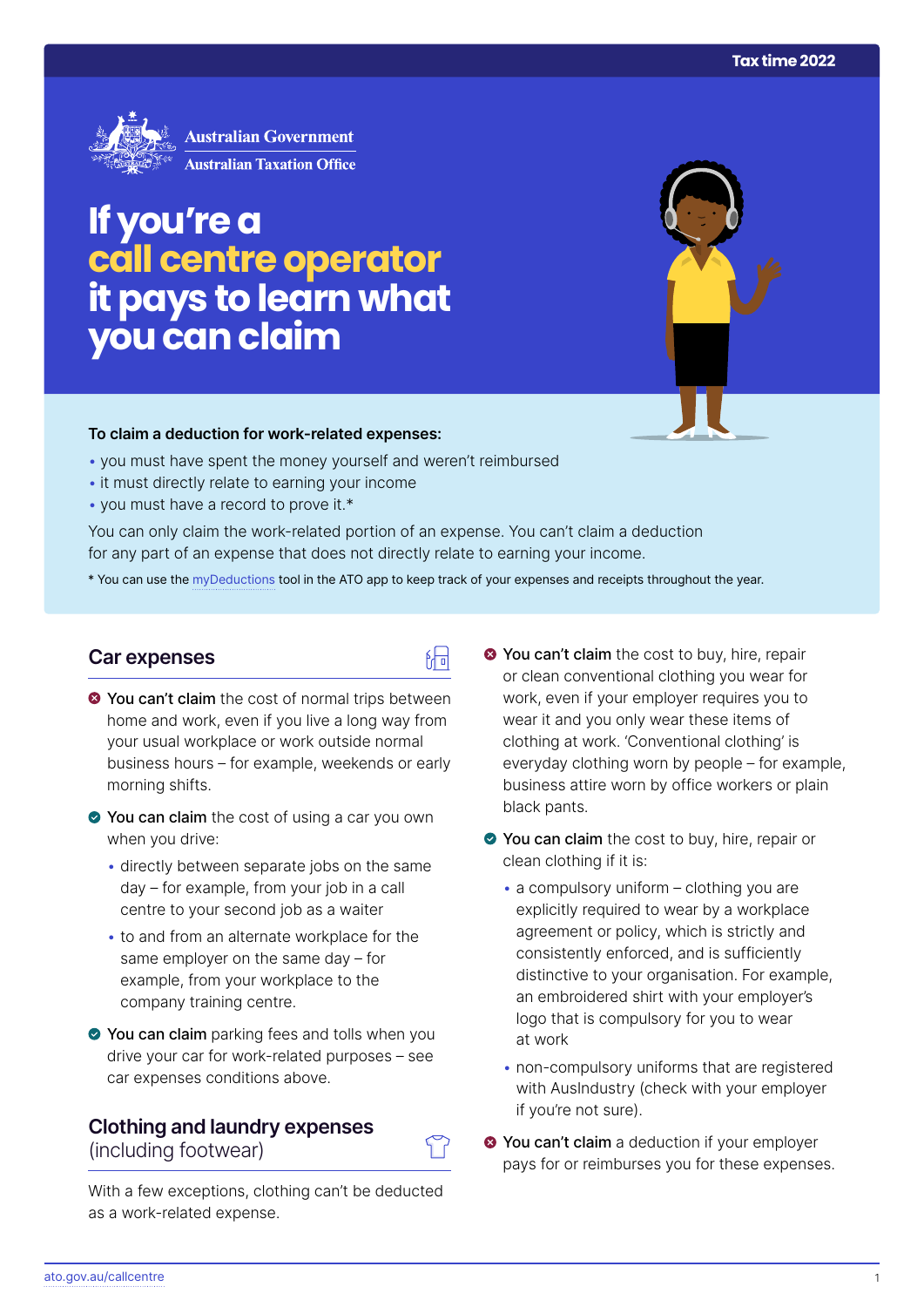Australian Government
Australian Taxation Office

# If you're a call centre operator it pays to learn what you can claim

**To claim a deduction for work-related expenses:**

- you must have spent the money yourself and weren't reimbursed
- it must directly relate to earning your income
- you must have a record to prove it.*

You can only claim the work-related portion of an expense. You can't claim a deduction for any part of an expense that does not directly relate to earning your income.

* You can use the myDeductions tool in the ATO app to keep track of your expenses and receipts throughout the year.

## Car expenses

- **You can't claim** the cost of normal trips between home and work, even if you live a long way from your usual workplace or work outside normal business hours – for example, weekends or early morning shifts.
- **You can claim** the cost of using a car you own when you drive:
  - directly between separate jobs on the same day – for example, from your job in a call centre to your second job as a waiter
  - to and from an alternate workplace for the same employer on the same day – for example, from your workplace to the company training centre.
- **You can claim** parking fees and tolls when you drive your car for work-related purposes – see car expenses conditions above.

## Clothing and laundry expenses (including footwear)

With a few exceptions, clothing can't be deducted as a work-related expense.

- **You can't claim** the cost to buy, hire, repair or clean conventional clothing you wear for work, even if your employer requires you to wear it and you only wear these items of clothing at work. 'Conventional clothing' is everyday clothing worn by people – for example, business attire worn by office workers or plain black pants.
- **You can claim** the cost to buy, hire, repair or clean clothing if it is:
  - a compulsory uniform – clothing you are explicitly required to wear by a workplace agreement or policy, which is strictly and consistently enforced, and is sufficiently distinctive to your organisation. For example, an embroidered shirt with your employer's logo that is compulsory for you to wear at work
  - non-compulsory uniforms that are registered with AusIndustry (check with your employer if you're not sure).
- **You can't claim** a deduction if your employer pays for or reimburses you for these expenses.

ato.gov.au/callcentre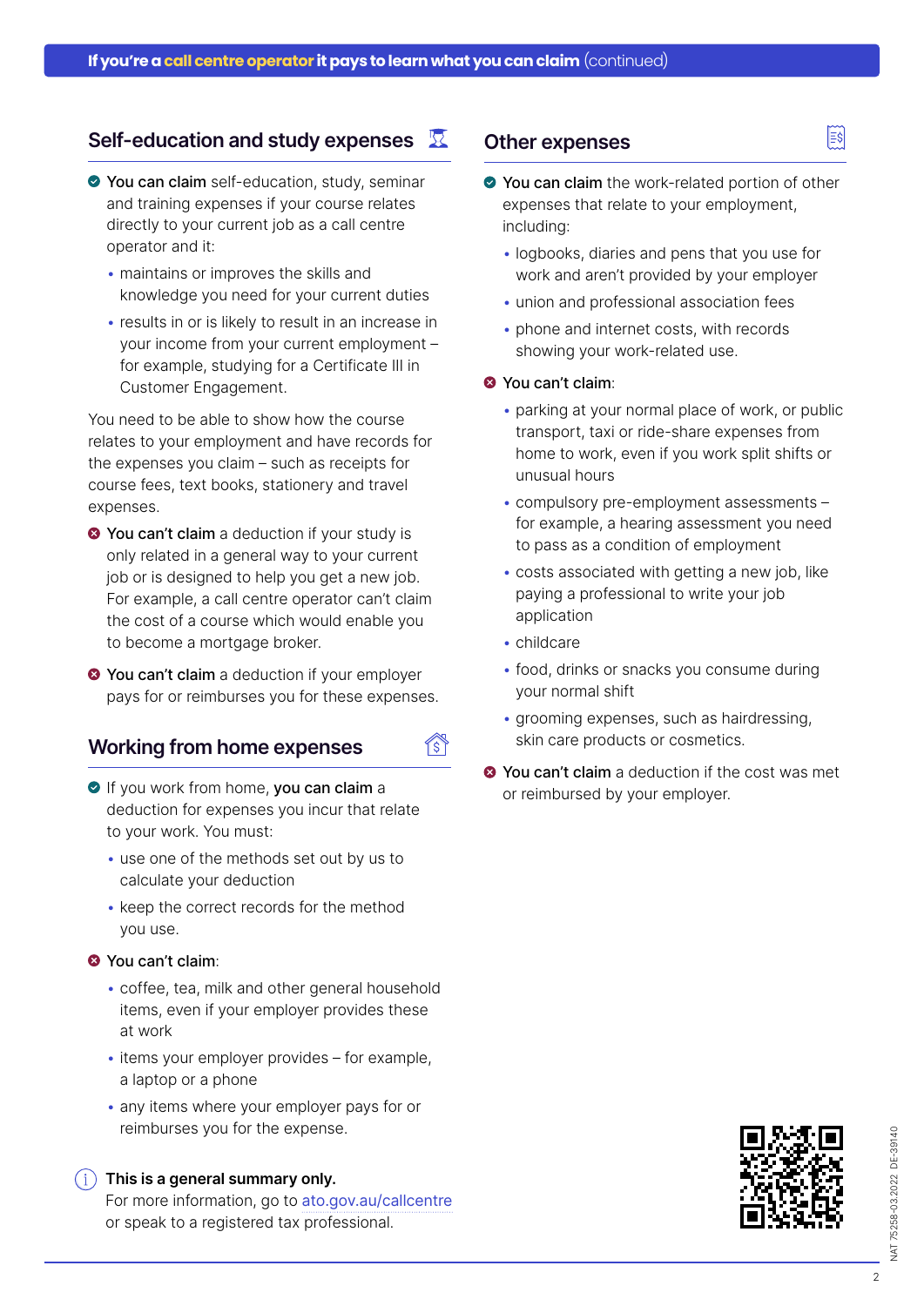**If you're a call centre operator it pays to learn what you can claim** (continued)

## Self-education and study expenses

- **You can claim** self-education, study, seminar and training expenses if your course relates directly to your current job as a call centre operator and it:
  - maintains or improves the skills and knowledge you need for your current duties
  - results in or is likely to result in an increase in your income from your current employment – for example, studying for a Certificate III in Customer Engagement.

You need to be able to show how the course relates to your employment and have records for the expenses you claim – such as receipts for course fees, text books, stationery and travel expenses.

- **You can't claim** a deduction if your study is only related in a general way to your current job or is designed to help you get a new job. For example, a call centre operator can't claim the cost of a course which would enable you to become a mortgage broker.
- **You can't claim** a deduction if your employer pays for or reimburses you for these expenses.

## Working from home expenses

- If you work from home, **you can claim** a deduction for expenses you incur that relate to your work. You must:
  - use one of the methods set out by us to calculate your deduction
  - keep the correct records for the method you use.
- **You can't claim**:
  - coffee, tea, milk and other general household items, even if your employer provides these at work
  - items your employer provides – for example, a laptop or a phone
  - any items where your employer pays for or reimburses you for the expense.

## Other expenses

- **You can claim** the work-related portion of other expenses that relate to your employment, including:
  - logbooks, diaries and pens that you use for work and aren't provided by your employer
  - union and professional association fees
  - phone and internet costs, with records showing your work-related use.
- **You can't claim**:
  - parking at your normal place of work, or public transport, taxi or ride-share expenses from home to work, even if you work split shifts or unusual hours
  - compulsory pre-employment assessments – for example, a hearing assessment you need to pass as a condition of employment
  - costs associated with getting a new job, like paying a professional to write your job application
  - childcare
  - food, drinks or snacks you consume during your normal shift
  - grooming expenses, such as hairdressing, skin care products or cosmetics.
- **You can't claim** a deduction if the cost was met or reimbursed by your employer.

**This is a general summary only.**
For more information, go to ato.gov.au/callcentre or speak to a registered tax professional.

NAT 75258-03.2022 DE-39140